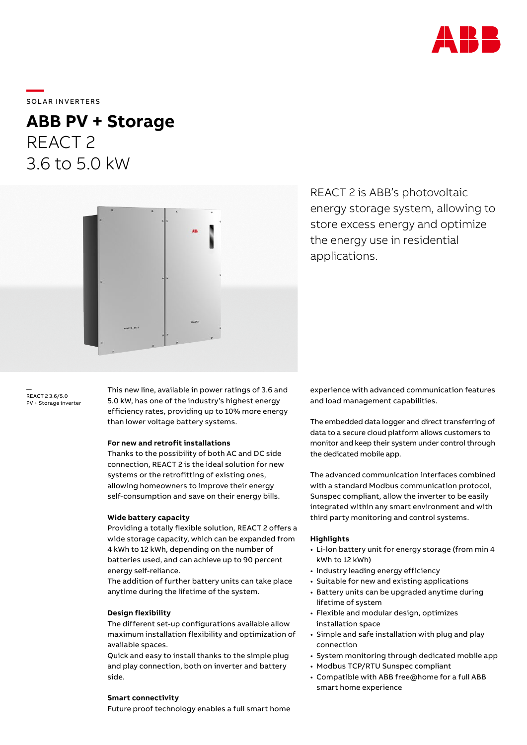SOLAR INVERTERS

# ABB PV + Storage

## REACT 2
## 3.6 to 5.0 kW

REACT 2 is ABB's photovoltaic energy storage system, allowing to store excess energy and optimize the energy use in residential applications.

—
REACT 2 3.6/5.0
PV + Storage inverter

This new line, available in power ratings of 3.6 and 5.0 kW, has one of the industry's highest energy efficiency rates, providing up to 10% more energy than lower voltage battery systems.

**For new and retrofit installations**
Thanks to the possibility of both AC and DC side connection, REACT 2 is the ideal solution for new systems or the retrofitting of existing ones, allowing homeowners to improve their energy self-consumption and save on their energy bills.

**Wide battery capacity**
Providing a totally flexible solution, REACT 2 offers a wide storage capacity, which can be expanded from 4 kWh to 12 kWh, depending on the number of batteries used, and can achieve up to 90 percent energy self-reliance.
The addition of further battery units can take place anytime during the lifetime of the system.

**Design flexibility**
The different set-up configurations available allow maximum installation flexibility and optimization of available spaces.
Quick and easy to install thanks to the simple plug and play connection, both on inverter and battery side.

**Smart connectivity**
Future proof technology enables a full smart home experience with advanced communication features and load management capabilities.

The embedded data logger and direct transferring of data to a secure cloud platform allows customers to monitor and keep their system under control through the dedicated mobile app.

The advanced communication interfaces combined with a standard Modbus communication protocol, Sunspec compliant, allow the inverter to be easily integrated within any smart environment and with third party monitoring and control systems.

**Highlights**
- Li-Ion battery unit for energy storage (from min 4 kWh to 12 kWh)
- Industry leading energy efficiency
- Suitable for new and existing applications
- Battery units can be upgraded anytime during lifetime of system
- Flexible and modular design, optimizes installation space
- Simple and safe installation with plug and play connection
- System monitoring through dedicated mobile app
- Modbus TCP/RTU Sunspec compliant
- Compatible with ABB free@home for a full ABB smart home experience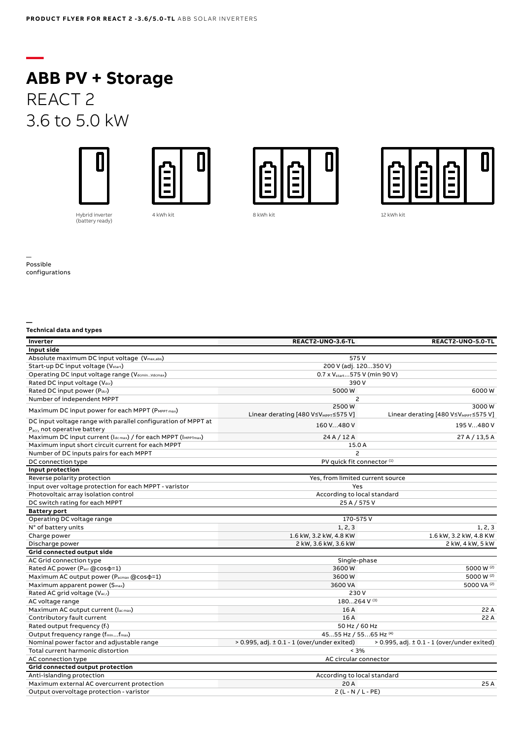# ABB PV + Storage

REACT 2
3.6 to 5.0 kW

Hybrid inverter (battery ready)

4 kWh kit

8 kWh kit

12 kWh kit

Possible configurations

## Technical data and types

| Inverter | REACT2-UNO-3.6-TL | REACT2-UNO-5.0-TL |
|---|---|---|
| **Input side** | | |
| Absolute maximum DC input voltage ($V_{max,abs}$) | 575 V | |
| Start-up DC input voltage ($V_{start}$) | 200 V (adj. 120…350 V) | |
| Operating DC input voltage range ($V_{dcmin}...V_{dcmax}$) | 0.7 x $V_{start}$…575 V (min 90 V) | |
| Rated DC input voltage ($V_{dcr}$) | 390 V | |
| Rated DC input power ($P_{dcr}$) | 5000 W | 6000 W |
| Number of independent MPPT | 2 | |
| Maximum DC input power for each MPPT ($P_{MPPT\,max}$) | 2500 W Linear derating [480 V≤$V_{MPPT}$≤575 V] | 3000 W Linear derating [480 V≤$V_{MPPT}$≤575 V] |
| DC input voltage range with parallel configuration of MPPT at $P_{acr}$, not operative battery | 160 V…480 V | 195 V…480 V |
| Maximum DC input current ($I_{dc\,max}$) / for each MPPT ($I_{MPPTmax}$) | 24 A / 12 A | 27 A / 13,5 A |
| Maximum input short circuit current for each MPPT | 15.0 A | |
| Number of DC inputs pairs for each MPPT | 2 | |
| DC connection type | PV quick fit connector [1] | |
| **Input protection** | | |
| Reverse polarity protection | Yes, from limited current source | |
| Input over voltage protection for each MPPT - varistor | Yes | |
| Photovoltaic array isolation control | According to local standard | |
| DC switch rating for each MPPT | 25 A / 575 V | |
| **Battery port** | | |
| Operating DC voltage range | 170-575 V | |
| N° of battery units | 1, 2, 3 | 1, 2, 3 |
| Charge power | 1.6 kW, 3.2 kW, 4.8 KW | 1.6 kW, 3.2 kW, 4.8 KW |
| Discharge power | 2 kW, 3.6 kW, 3.6 kW | 2 kW, 4 kW, 5 kW |
| **Grid connected output side** | | |
| AC Grid connection type | Single-phase | |
| Rated AC power ($P_{acr}$ @cosϕ=1) | 3600 W | 5000 W [2] |
| Maximum AC output power ($P_{acmax}$ @cosϕ=1) | 3600 W | 5000 W [2] |
| Maximum apparent power ($S_{max}$) | 3600 VA | 5000 VA [2] |
| Rated AC grid voltage ($V_{ac,r}$) | 230 V | |
| AC voltage range | 180…264 V [3] | |
| Maximum AC output current ($I_{ac\,max}$) | 16 A | 22 A |
| Contributory fault current | 16 A | 22 A |
| Rated output frequency ($f_r$) | 50 Hz / 60 Hz | |
| Output frequency range ($f_{min}$…$f_{max}$) | 45…55 Hz / 55…65 Hz [4] | |
| Nominal power factor and adjustable range | > 0.995, adj. ± 0.1 - 1 (over/under exited) | > 0.995, adj. ± 0.1 - 1 (over/under exited) |
| Total current harmonic distortion | < 3% | |
| AC connection type | AC circular connector | |
| **Grid connected output protection** | | |
| Anti-islanding protection | According to local standard | |
| Maximum external AC overcurrent protection | 20 A | 25 A |
| Output overvoltage protection - varistor | 2 (L - N / L - PE) | |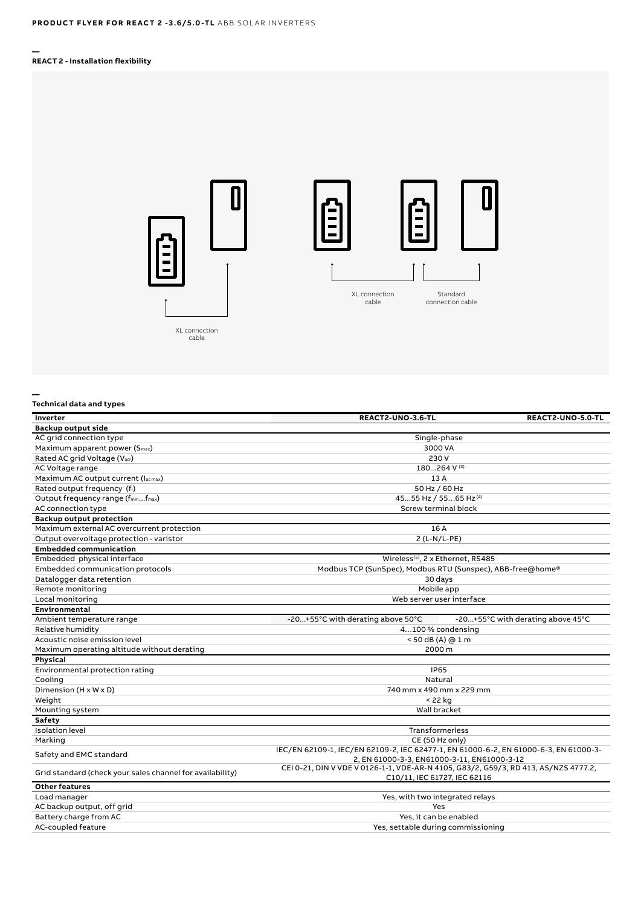## REACT 2 - Installation flexibility

XL connection cable

XL connection cable

Standard connection cable

## Technical data and types

| Inverter | REACT2-UNO-3.6-TL | REACT2-UNO-5.0-TL |
|---|---|---|
| **Backup output side** | | |
| AC grid connection type | Single-phase | |
| Maximum apparent power ($S_{max}$) | 3000 VA | |
| Rated AC grid Voltage ($V_{acr}$) | 230 V | |
| AC Voltage range | 180...264 V [3] | |
| Maximum AC output current ($I_{ac\,max}$) | 13 A | |
| Rated output frequency ($f_r$) | 50 Hz / 60 Hz | |
| Output frequency range ($f_{min}...f_{max}$) | 45...55 Hz / 55...65 Hz [4] | |
| AC connection type | Screw terminal block | |
| **Backup output protection** | | |
| Maximum external AC overcurrent protection | 16 A | |
| Output overvoltage protection - varistor | 2 (L-N/L-PE) | |
| **Embedded communication** | | |
| Embedded physical interface | Wireless[5], 2 x Ethernet, RS485 | |
| Embedded communication protocols | Modbus TCP (SunSpec), Modbus RTU (Sunspec), ABB-free@home® | |
| Datalogger data retention | 30 days | |
| Remote monitoring | Mobile app | |
| Local monitoring | Web server user interface | |
| **Environmental** | | |
| Ambient temperature range | -20...+55°C with derating above 50°C | -20...+55°C with derating above 45°C |
| Relative humidity | 4...100 % condensing | |
| Acoustic noise emission level | < 50 dB (A) @ 1 m | |
| Maximum operating altitude without derating | 2000 m | |
| **Physical** | | |
| Environmental protection rating | IP65 | |
| Cooling | Natural | |
| Dimension (H x W x D) | 740 mm x 490 mm x 229 mm | |
| Weight | < 22 kg | |
| Mounting system | Wall bracket | |
| **Safety** | | |
| Isolation level | Transformerless | |
| Marking | CE (50 Hz only) | |
| Safety and EMC standard | IEC/EN 62109-1, IEC/EN 62109-2, IEC 62477-1, EN 61000-6-2, EN 61000-6-3, EN 61000-3-2, EN 61000-3-3, EN61000-3-11, EN61000-3-12 | |
| Grid standard (check your sales channel for availability) | CEI 0-21, DIN V VDE V 0126-1-1, VDE-AR-N 4105, G83/2, G59/3, RD 413, AS/NZS 4777.2, C10/11, IEC 61727, IEC 62116 | |
| **Other features** | | |
| Load manager | Yes, with two integrated relays | |
| AC backup output, off grid | Yes | |
| Battery charge from AC | Yes, it can be enabled | |
| AC-coupled feature | Yes, settable during commissioning | |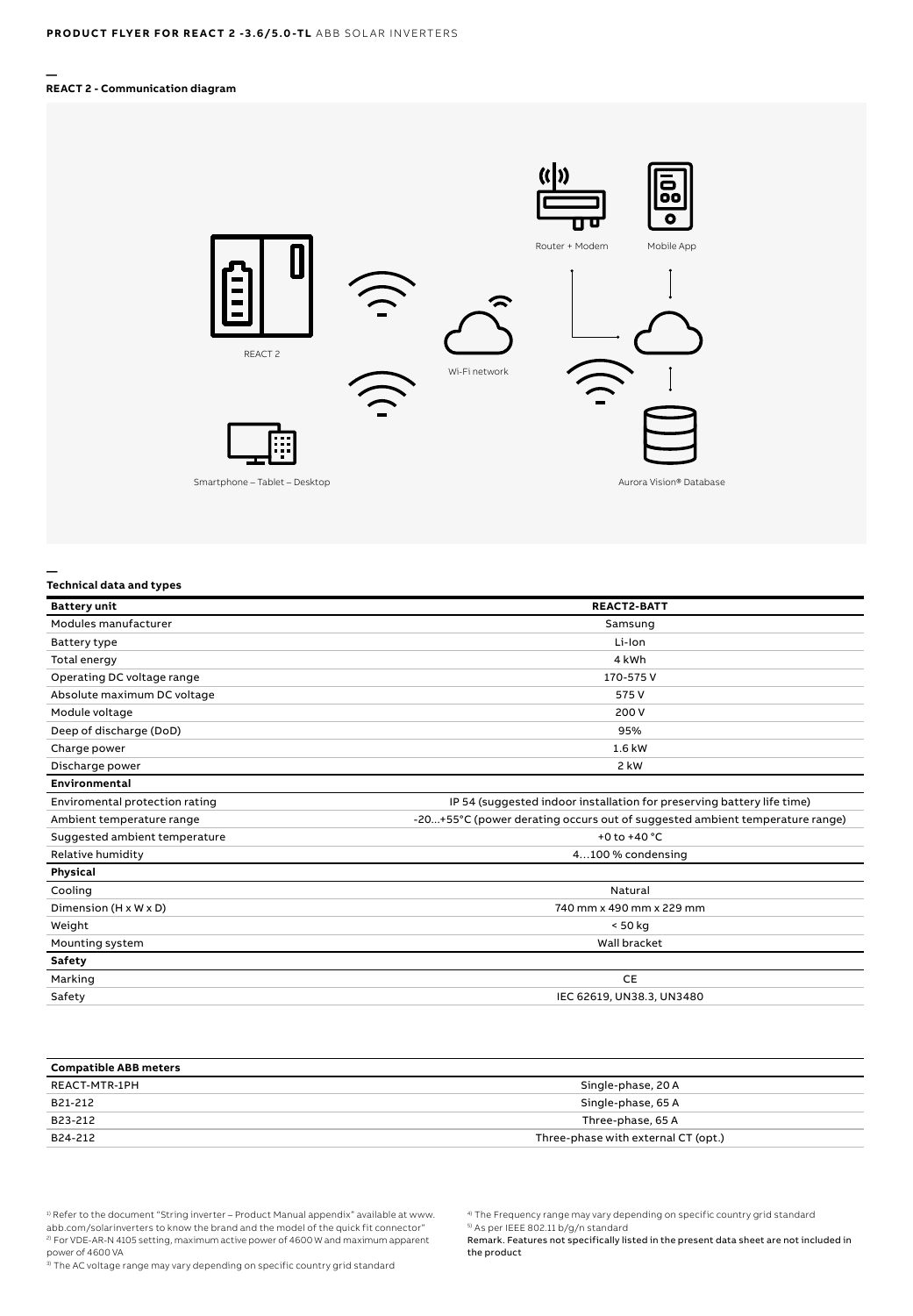## REACT 2 - Communication diagram

REACT 2

Smartphone – Tablet – Desktop

Wi-Fi network

Router + Modem

Mobile App

Aurora Vision® Database

## Technical data and types

| Battery unit | REACT2-BATT |
|---|---|
| Modules manufacturer | Samsung |
| Battery type | Li-Ion |
| Total energy | 4 kWh |
| Operating DC voltage range | 170-575 V |
| Absolute maximum DC voltage | 575 V |
| Module voltage | 200 V |
| Deep of discharge (DoD) | 95% |
| Charge power | 1.6 kW |
| Discharge power | 2 kW |
| **Environmental** | |
| Enviromental protection rating | IP 54 (suggested indoor installation for preserving battery life time) |
| Ambient temperature range | -20...+55°C (power derating occurs out of suggested ambient temperature range) |
| Suggested ambient temperature | +0 to +40 °C |
| Relative humidity | 4...100 % condensing |
| **Physical** | |
| Cooling | Natural |
| Dimension (H x W x D) | 740 mm x 490 mm x 229 mm |
| Weight | < 50 kg |
| Mounting system | Wall bracket |
| **Safety** | |
| Marking | CE |
| Safety | IEC 62619, UN38.3, UN3480 |

| Compatible ABB meters | |
|---|---|
| REACT-MTR-1PH | Single-phase, 20 A |
| B21-212 | Single-phase, 65 A |
| B23-212 | Three-phase, 65 A |
| B24-212 | Three-phase with external CT (opt.) |

[1] Refer to the document "String inverter – Product Manual appendix" available at www.abb.com/solarinverters to know the brand and the model of the quick fit connector"
[2] For VDE-AR-N 4105 setting, maximum active power of 4600 W and maximum apparent power of 4600 VA
[3] The AC voltage range may vary depending on specific country grid standard
[4] The Frequency range may vary depending on specific country grid standard
[5] As per IEEE 802.11 b/g/n standard

**Remark. Features not specifically listed in the present data sheet are not included in the product**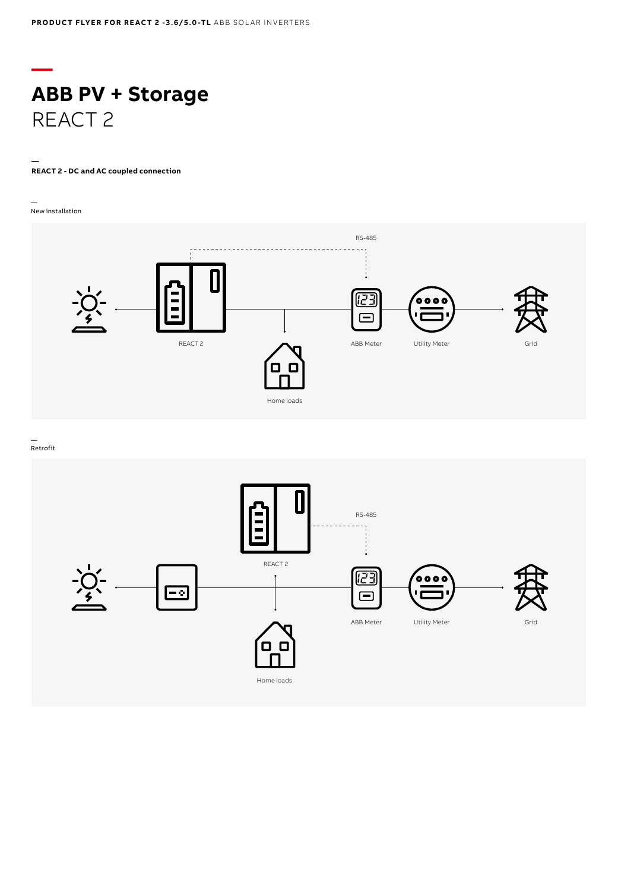# ABB PV + Storage
REACT 2

**REACT 2 - DC and AC coupled connection**

New installation

RS-485

REACT 2

ABB Meter

Utility Meter

Grid

Home loads

Retrofit

REACT 2

RS-485

ABB Meter

Utility Meter

Grid

Home loads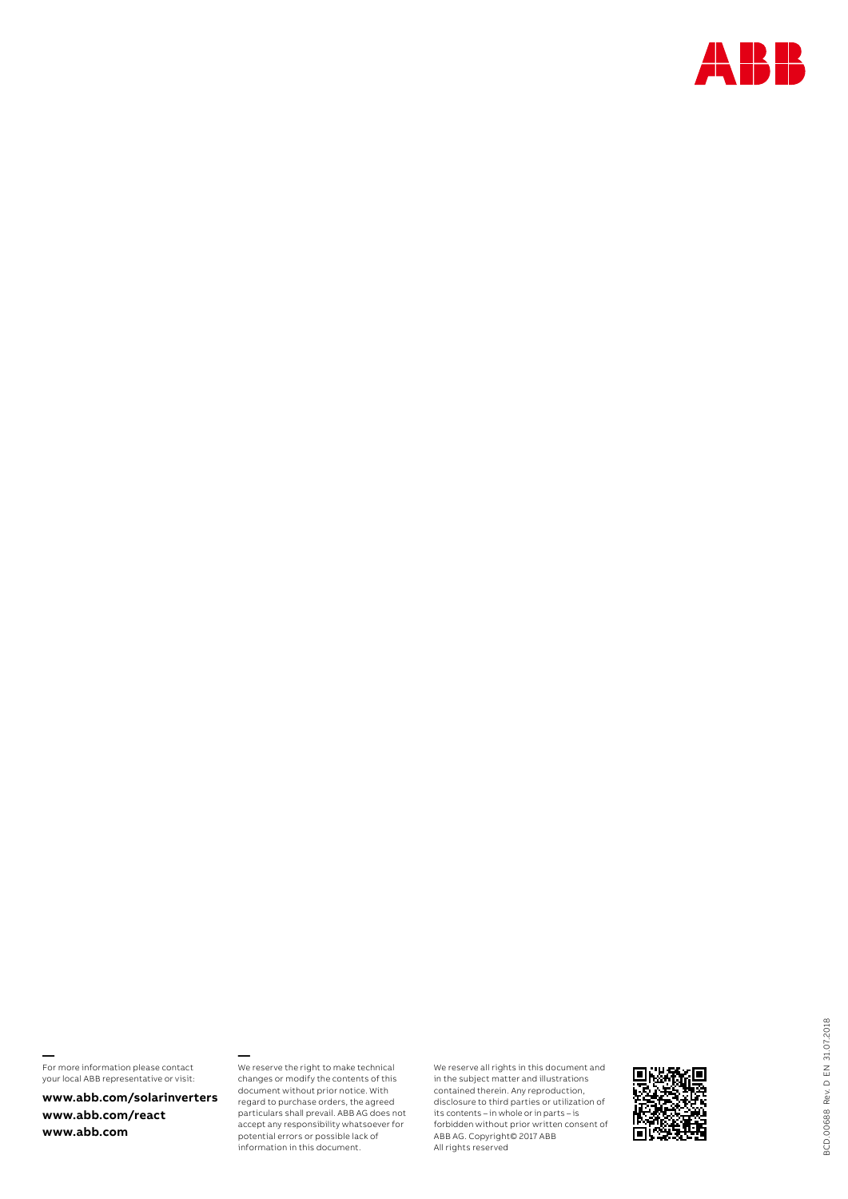For more information please contact your local ABB representative or visit:

**www.abb.com/solarinverters**
**www.abb.com/react**
**www.abb.com**

We reserve the right to make technical changes or modify the contents of this document without prior notice. With regard to purchase orders, the agreed particulars shall prevail. ABB AG does not accept any responsibility whatsoever for potential errors or possible lack of information in this document.

We reserve all rights in this document and in the subject matter and illustrations contained therein. Any reproduction, disclosure to third parties or utilization of its contents – in whole or in parts – is forbidden without prior written consent of ABB AG. Copyright© 2017 ABB
All rights reserved

BCD.00688 Rev. D EN 31.07.2018